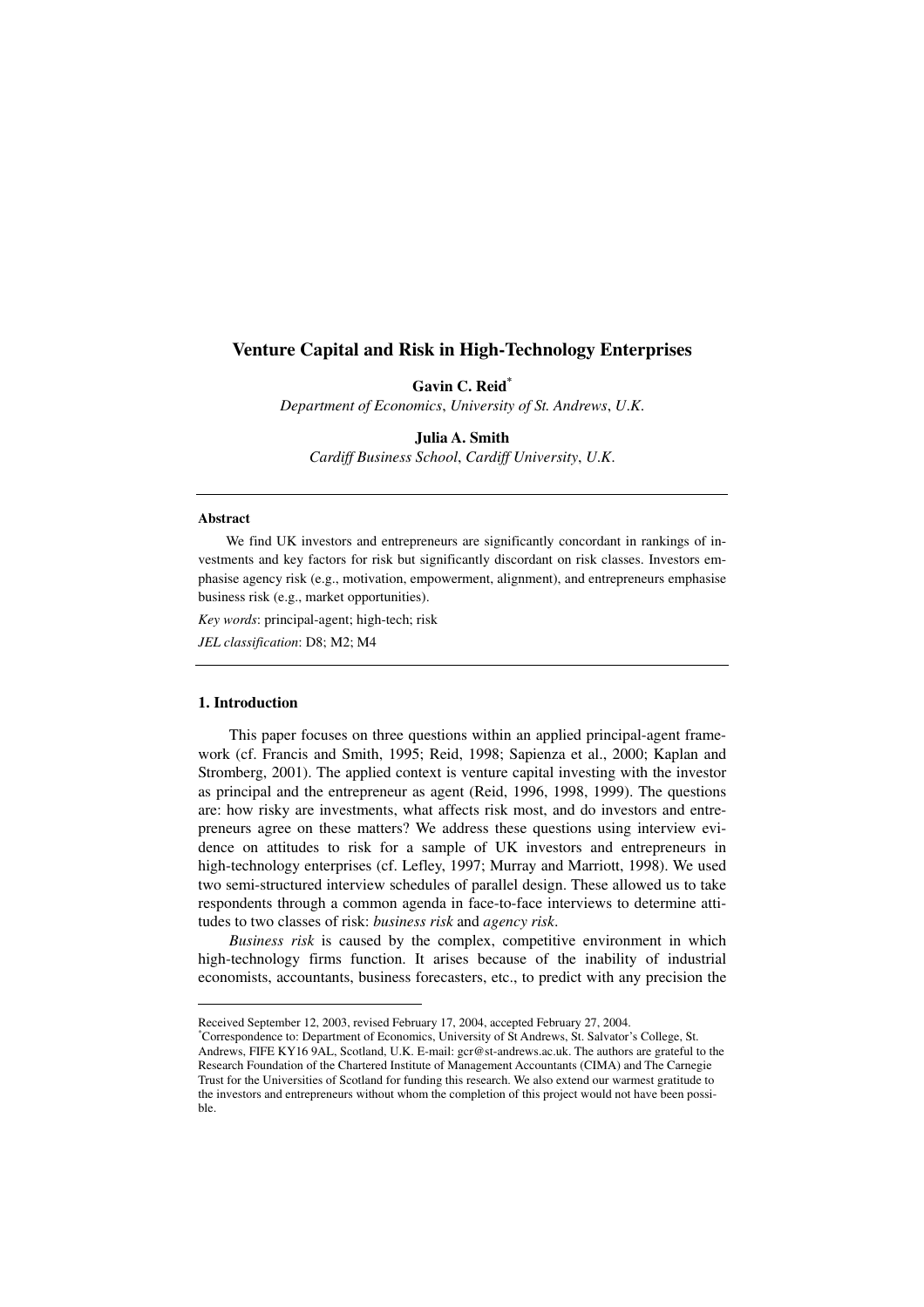# Venture Capital and Risk in High-Technology Enterprises

**Gavin C. Reid**[*]

*Department of Economics*, *University of St. Andrews*, *U.K.*

**Julia A. Smith**

*Cardiff Business School*, *Cardiff University*, *U.K.*

---

**Abstract**

We find UK investors and entrepreneurs are significantly concordant in rankings of investments and key factors for risk but significantly discordant on risk classes. Investors emphasise agency risk (e.g., motivation, empowerment, alignment), and entrepreneurs emphasise business risk (e.g., market opportunities).

*Key words*: principal-agent; high-tech; risk

*JEL classification*: D8; M2; M4

---

## 1. Introduction

This paper focuses on three questions within an applied principal-agent framework (cf. Francis and Smith, 1995; Reid, 1998; Sapienza et al., 2000; Kaplan and Stromberg, 2001). The applied context is venture capital investing with the investor as principal and the entrepreneur as agent (Reid, 1996, 1998, 1999). The questions are: how risky are investments, what affects risk most, and do investors and entrepreneurs agree on these matters? We address these questions using interview evidence on attitudes to risk for a sample of UK investors and entrepreneurs in high-technology enterprises (cf. Lefley, 1997; Murray and Marriott, 1998). We used two semi-structured interview schedules of parallel design. These allowed us to take respondents through a common agenda in face-to-face interviews to determine attitudes to two classes of risk: *business risk* and *agency risk*.

*Business risk* is caused by the complex, competitive environment in which high-technology firms function. It arises because of the inability of industrial economists, accountants, business forecasters, etc., to predict with any precision the

---

Received September 12, 2003, revised February 17, 2004, accepted February 27, 2004.

[*]Correspondence to: Department of Economics, University of St Andrews, St. Salvator's College, St. Andrews, FIFE KY16 9AL, Scotland, U.K. E-mail: gcr@st-andrews.ac.uk. The authors are grateful to the Research Foundation of the Chartered Institute of Management Accountants (CIMA) and The Carnegie Trust for the Universities of Scotland for funding this research. We also extend our warmest gratitude to the investors and entrepreneurs without whom the completion of this project would not have been possible.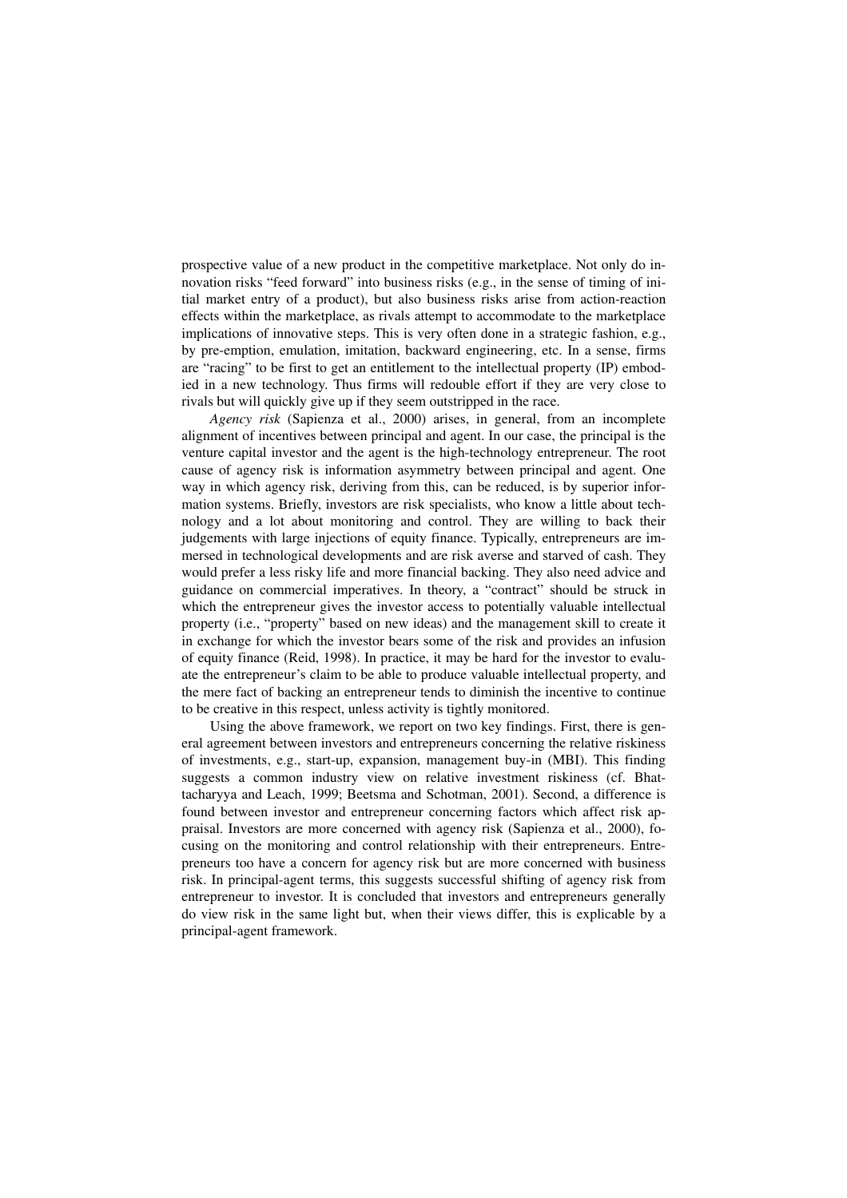prospective value of a new product in the competitive marketplace. Not only do innovation risks "feed forward" into business risks (e.g., in the sense of timing of initial market entry of a product), but also business risks arise from action-reaction effects within the marketplace, as rivals attempt to accommodate to the marketplace implications of innovative steps. This is very often done in a strategic fashion, e.g., by pre-emption, emulation, imitation, backward engineering, etc. In a sense, firms are "racing" to be first to get an entitlement to the intellectual property (IP) embodied in a new technology. Thus firms will redouble effort if they are very close to rivals but will quickly give up if they seem outstripped in the race.

*Agency risk* (Sapienza et al., 2000) arises, in general, from an incomplete alignment of incentives between principal and agent. In our case, the principal is the venture capital investor and the agent is the high-technology entrepreneur. The root cause of agency risk is information asymmetry between principal and agent. One way in which agency risk, deriving from this, can be reduced, is by superior information systems. Briefly, investors are risk specialists, who know a little about technology and a lot about monitoring and control. They are willing to back their judgements with large injections of equity finance. Typically, entrepreneurs are immersed in technological developments and are risk averse and starved of cash. They would prefer a less risky life and more financial backing. They also need advice and guidance on commercial imperatives. In theory, a "contract" should be struck in which the entrepreneur gives the investor access to potentially valuable intellectual property (i.e., "property" based on new ideas) and the management skill to create it in exchange for which the investor bears some of the risk and provides an infusion of equity finance (Reid, 1998). In practice, it may be hard for the investor to evaluate the entrepreneur's claim to be able to produce valuable intellectual property, and the mere fact of backing an entrepreneur tends to diminish the incentive to continue to be creative in this respect, unless activity is tightly monitored.

Using the above framework, we report on two key findings. First, there is general agreement between investors and entrepreneurs concerning the relative riskiness of investments, e.g., start-up, expansion, management buy-in (MBI). This finding suggests a common industry view on relative investment riskiness (cf. Bhattacharyya and Leach, 1999; Beetsma and Schotman, 2001). Second, a difference is found between investor and entrepreneur concerning factors which affect risk appraisal. Investors are more concerned with agency risk (Sapienza et al., 2000), focusing on the monitoring and control relationship with their entrepreneurs. Entrepreneurs too have a concern for agency risk but are more concerned with business risk. In principal-agent terms, this suggests successful shifting of agency risk from entrepreneur to investor. It is concluded that investors and entrepreneurs generally do view risk in the same light but, when their views differ, this is explicable by a principal-agent framework.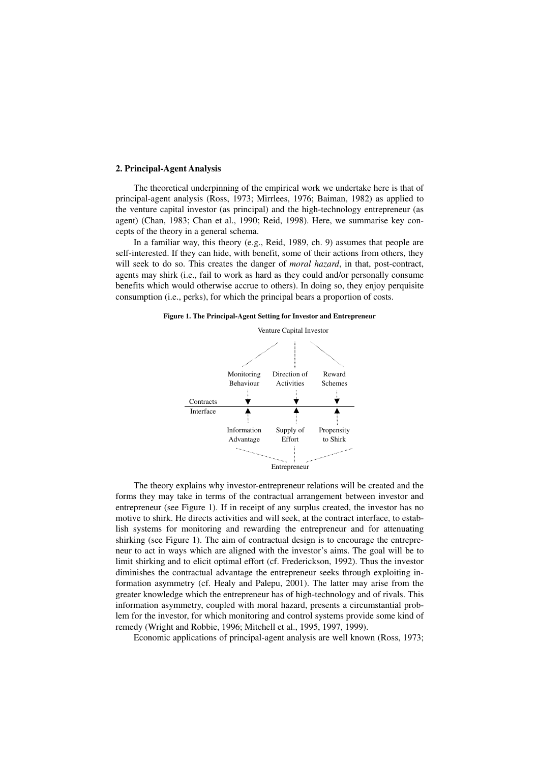## 2. Principal-Agent Analysis

The theoretical underpinning of the empirical work we undertake here is that of principal-agent analysis (Ross, 1973; Mirrlees, 1976; Baiman, 1982) as applied to the venture capital investor (as principal) and the high-technology entrepreneur (as agent) (Chan, 1983; Chan et al., 1990; Reid, 1998). Here, we summarise key concepts of the theory in a general schema.

In a familiar way, this theory (e.g., Reid, 1989, ch. 9) assumes that people are self-interested. If they can hide, with benefit, some of their actions from others, they will seek to do so. This creates the danger of *moral hazard*, in that, post-contract, agents may shirk (i.e., fail to work as hard as they could and/or personally consume benefits which would otherwise accrue to others). In doing so, they enjoy perquisite consumption (i.e., perks), for which the principal bears a proportion of costs.

**Figure 1. The Principal-Agent Setting for Investor and Entrepreneur**

Venture Capital Investor

Monitoring Behaviour | Direction of Activities | Reward Schemes

Contracts Interface

Information Advantage | Supply of Effort | Propensity to Shirk

Entrepreneur

The theory explains why investor-entrepreneur relations will be created and the forms they may take in terms of the contractual arrangement between investor and entrepreneur (see Figure 1). If in receipt of any surplus created, the investor has no motive to shirk. He directs activities and will seek, at the contract interface, to establish systems for monitoring and rewarding the entrepreneur and for attenuating shirking (see Figure 1). The aim of contractual design is to encourage the entrepreneur to act in ways which are aligned with the investor's aims. The goal will be to limit shirking and to elicit optimal effort (cf. Frederickson, 1992). Thus the investor diminishes the contractual advantage the entrepreneur seeks through exploiting information asymmetry (cf. Healy and Palepu, 2001). The latter may arise from the greater knowledge which the entrepreneur has of high-technology and of rivals. This information asymmetry, coupled with moral hazard, presents a circumstantial problem for the investor, for which monitoring and control systems provide some kind of remedy (Wright and Robbie, 1996; Mitchell et al., 1995, 1997, 1999).

Economic applications of principal-agent analysis are well known (Ross, 1973;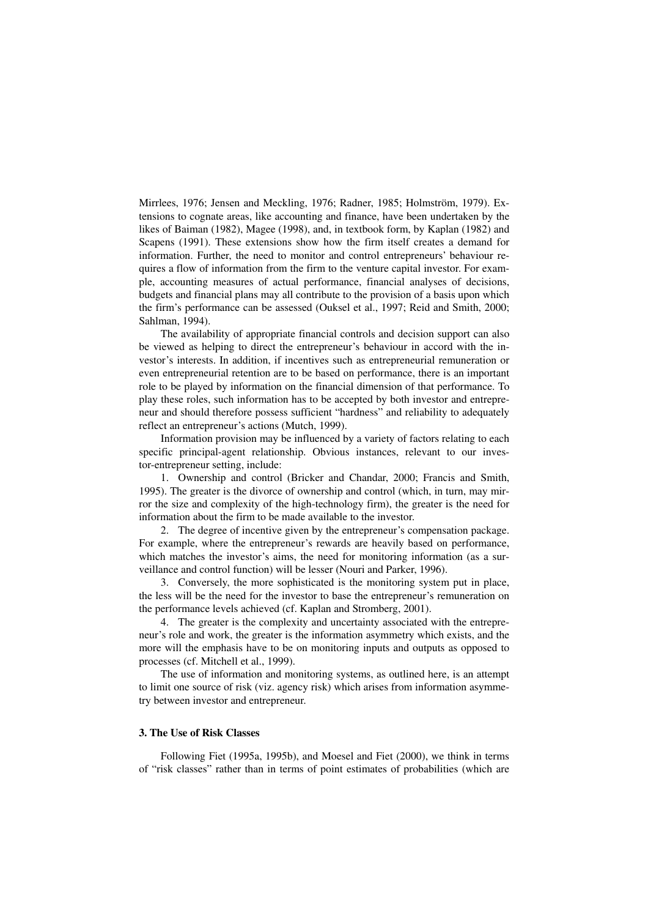Mirrlees, 1976; Jensen and Meckling, 1976; Radner, 1985; Holmström, 1979). Extensions to cognate areas, like accounting and finance, have been undertaken by the likes of Baiman (1982), Magee (1998), and, in textbook form, by Kaplan (1982) and Scapens (1991). These extensions show how the firm itself creates a demand for information. Further, the need to monitor and control entrepreneurs' behaviour requires a flow of information from the firm to the venture capital investor. For example, accounting measures of actual performance, financial analyses of decisions, budgets and financial plans may all contribute to the provision of a basis upon which the firm's performance can be assessed (Ouksel et al., 1997; Reid and Smith, 2000; Sahlman, 1994).

The availability of appropriate financial controls and decision support can also be viewed as helping to direct the entrepreneur's behaviour in accord with the investor's interests. In addition, if incentives such as entrepreneurial remuneration or even entrepreneurial retention are to be based on performance, there is an important role to be played by information on the financial dimension of that performance. To play these roles, such information has to be accepted by both investor and entrepreneur and should therefore possess sufficient "hardness" and reliability to adequately reflect an entrepreneur's actions (Mutch, 1999).

Information provision may be influenced by a variety of factors relating to each specific principal-agent relationship. Obvious instances, relevant to our investor-entrepreneur setting, include:

1. Ownership and control (Bricker and Chandar, 2000; Francis and Smith, 1995). The greater is the divorce of ownership and control (which, in turn, may mirror the size and complexity of the high-technology firm), the greater is the need for information about the firm to be made available to the investor.

2. The degree of incentive given by the entrepreneur's compensation package. For example, where the entrepreneur's rewards are heavily based on performance, which matches the investor's aims, the need for monitoring information (as a surveillance and control function) will be lesser (Nouri and Parker, 1996).

3. Conversely, the more sophisticated is the monitoring system put in place, the less will be the need for the investor to base the entrepreneur's remuneration on the performance levels achieved (cf. Kaplan and Stromberg, 2001).

4. The greater is the complexity and uncertainty associated with the entrepreneur's role and work, the greater is the information asymmetry which exists, and the more will the emphasis have to be on monitoring inputs and outputs as opposed to processes (cf. Mitchell et al., 1999).

The use of information and monitoring systems, as outlined here, is an attempt to limit one source of risk (viz. agency risk) which arises from information asymmetry between investor and entrepreneur.

### 3. The Use of Risk Classes

Following Fiet (1995a, 1995b), and Moesel and Fiet (2000), we think in terms of "risk classes" rather than in terms of point estimates of probabilities (which are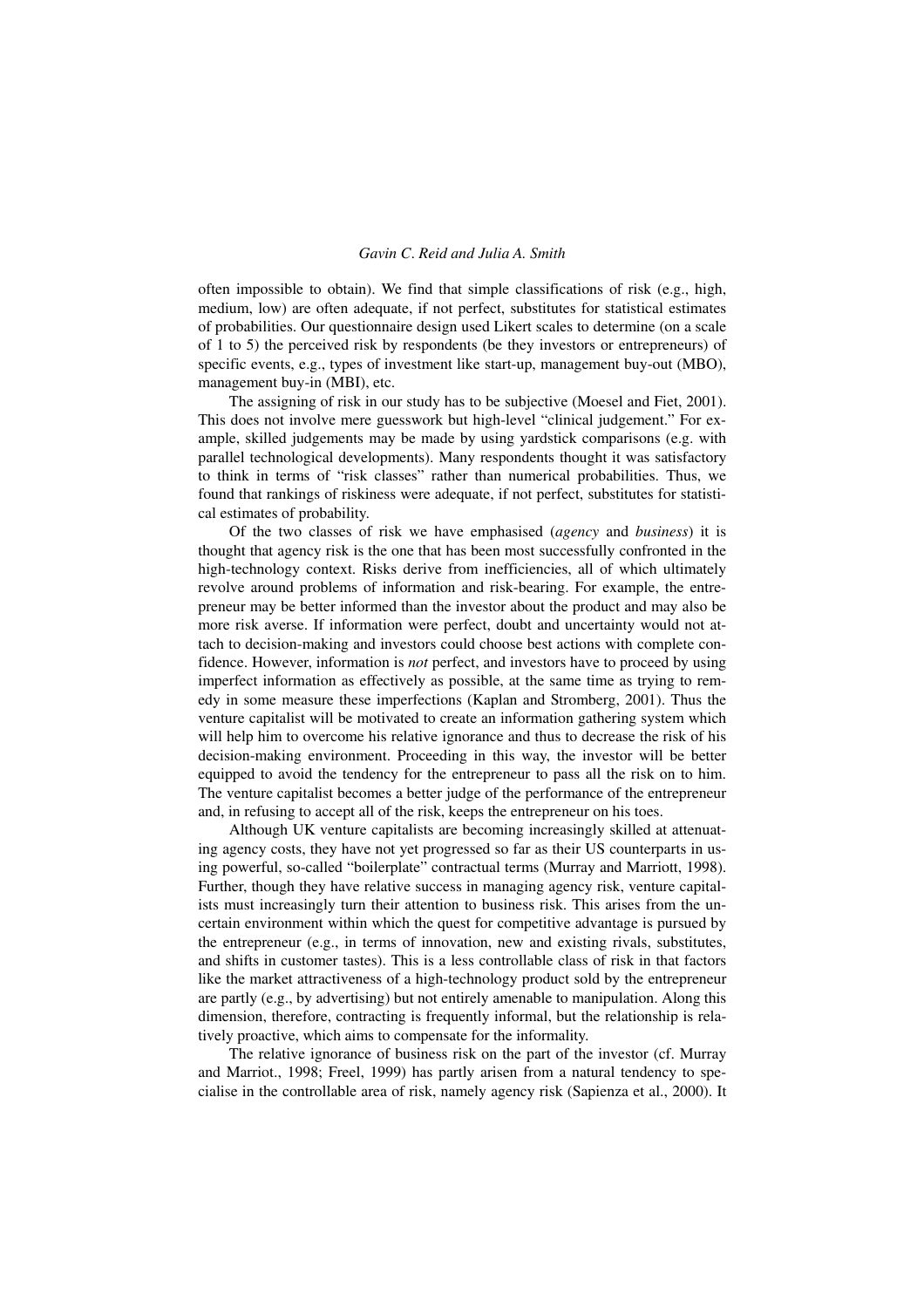often impossible to obtain). We find that simple classifications of risk (e.g., high, medium, low) are often adequate, if not perfect, substitutes for statistical estimates of probabilities. Our questionnaire design used Likert scales to determine (on a scale of 1 to 5) the perceived risk by respondents (be they investors or entrepreneurs) of specific events, e.g., types of investment like start-up, management buy-out (MBO), management buy-in (MBI), etc.

The assigning of risk in our study has to be subjective (Moesel and Fiet, 2001). This does not involve mere guesswork but high-level "clinical judgement." For example, skilled judgements may be made by using yardstick comparisons (e.g. with parallel technological developments). Many respondents thought it was satisfactory to think in terms of "risk classes" rather than numerical probabilities. Thus, we found that rankings of riskiness were adequate, if not perfect, substitutes for statistical estimates of probability.

Of the two classes of risk we have emphasised (*agency* and *business*) it is thought that agency risk is the one that has been most successfully confronted in the high-technology context. Risks derive from inefficiencies, all of which ultimately revolve around problems of information and risk-bearing. For example, the entrepreneur may be better informed than the investor about the product and may also be more risk averse. If information were perfect, doubt and uncertainty would not attach to decision-making and investors could choose best actions with complete confidence. However, information is *not* perfect, and investors have to proceed by using imperfect information as effectively as possible, at the same time as trying to remedy in some measure these imperfections (Kaplan and Stromberg, 2001). Thus the venture capitalist will be motivated to create an information gathering system which will help him to overcome his relative ignorance and thus to decrease the risk of his decision-making environment. Proceeding in this way, the investor will be better equipped to avoid the tendency for the entrepreneur to pass all the risk on to him. The venture capitalist becomes a better judge of the performance of the entrepreneur and, in refusing to accept all of the risk, keeps the entrepreneur on his toes.

Although UK venture capitalists are becoming increasingly skilled at attenuating agency costs, they have not yet progressed so far as their US counterparts in using powerful, so-called "boilerplate" contractual terms (Murray and Marriott, 1998). Further, though they have relative success in managing agency risk, venture capitalists must increasingly turn their attention to business risk. This arises from the uncertain environment within which the quest for competitive advantage is pursued by the entrepreneur (e.g., in terms of innovation, new and existing rivals, substitutes, and shifts in customer tastes). This is a less controllable class of risk in that factors like the market attractiveness of a high-technology product sold by the entrepreneur are partly (e.g., by advertising) but not entirely amenable to manipulation. Along this dimension, therefore, contracting is frequently informal, but the relationship is relatively proactive, which aims to compensate for the informality.

The relative ignorance of business risk on the part of the investor (cf. Murray and Marriot., 1998; Freel, 1999) has partly arisen from a natural tendency to specialise in the controllable area of risk, namely agency risk (Sapienza et al., 2000). It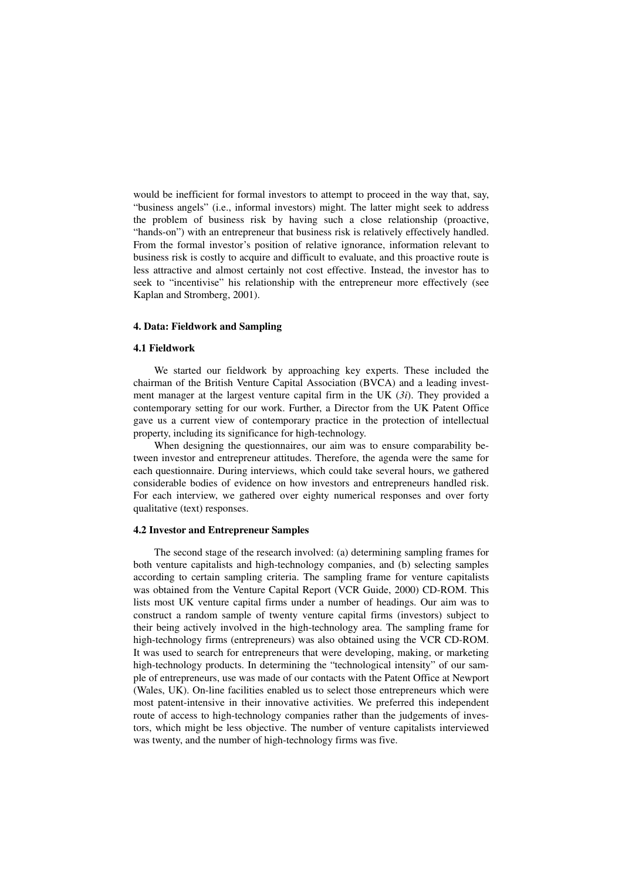would be inefficient for formal investors to attempt to proceed in the way that, say, "business angels" (i.e., informal investors) might. The latter might seek to address the problem of business risk by having such a close relationship (proactive, "hands-on") with an entrepreneur that business risk is relatively effectively handled. From the formal investor's position of relative ignorance, information relevant to business risk is costly to acquire and difficult to evaluate, and this proactive route is less attractive and almost certainly not cost effective. Instead, the investor has to seek to "incentivise" his relationship with the entrepreneur more effectively (see Kaplan and Stromberg, 2001).

## 4. Data: Fieldwork and Sampling

### 4.1 Fieldwork

We started our fieldwork by approaching key experts. These included the chairman of the British Venture Capital Association (BVCA) and a leading investment manager at the largest venture capital firm in the UK (*3i*). They provided a contemporary setting for our work. Further, a Director from the UK Patent Office gave us a current view of contemporary practice in the protection of intellectual property, including its significance for high-technology.

When designing the questionnaires, our aim was to ensure comparability between investor and entrepreneur attitudes. Therefore, the agenda were the same for each questionnaire. During interviews, which could take several hours, we gathered considerable bodies of evidence on how investors and entrepreneurs handled risk. For each interview, we gathered over eighty numerical responses and over forty qualitative (text) responses.

### 4.2 Investor and Entrepreneur Samples

The second stage of the research involved: (a) determining sampling frames for both venture capitalists and high-technology companies, and (b) selecting samples according to certain sampling criteria. The sampling frame for venture capitalists was obtained from the Venture Capital Report (VCR Guide, 2000) CD-ROM. This lists most UK venture capital firms under a number of headings. Our aim was to construct a random sample of twenty venture capital firms (investors) subject to their being actively involved in the high-technology area. The sampling frame for high-technology firms (entrepreneurs) was also obtained using the VCR CD-ROM. It was used to search for entrepreneurs that were developing, making, or marketing high-technology products. In determining the "technological intensity" of our sample of entrepreneurs, use was made of our contacts with the Patent Office at Newport (Wales, UK). On-line facilities enabled us to select those entrepreneurs which were most patent-intensive in their innovative activities. We preferred this independent route of access to high-technology companies rather than the judgements of investors, which might be less objective. The number of venture capitalists interviewed was twenty, and the number of high-technology firms was five.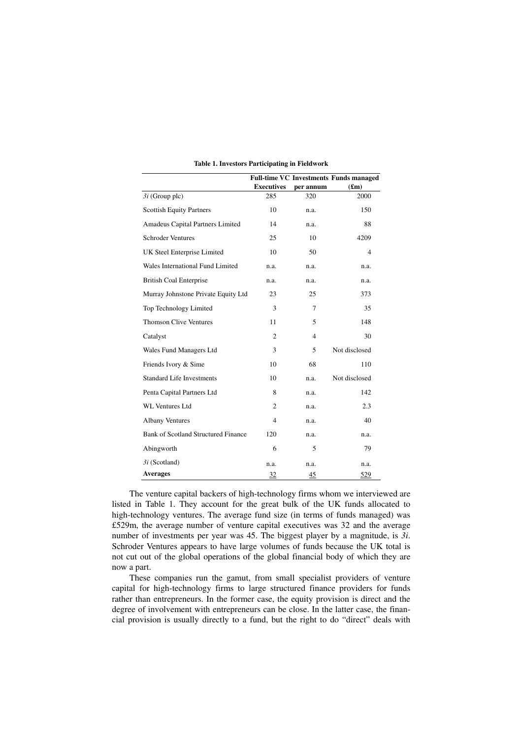**Table 1. Investors Participating in Fieldwork**

| | Full-time VC Executives | Investments per annum | Funds managed (£m) |
|---|---|---|---|
| *3i* (Group plc) | 285 | 320 | 2000 |
| Scottish Equity Partners | 10 | n.a. | 150 |
| Amadeus Capital Partners Limited | 14 | n.a. | 88 |
| Schroder Ventures | 25 | 10 | 4209 |
| UK Steel Enterprise Limited | 10 | 50 | 4 |
| Wales International Fund Limited | n.a. | n.a. | n.a. |
| British Coal Enterprise | n.a. | n.a. | n.a. |
| Murray Johnstone Private Equity Ltd | 23 | 25 | 373 |
| Top Technology Limited | 3 | 7 | 35 |
| Thomson Clive Ventures | 11 | 5 | 148 |
| Catalyst | 2 | 4 | 30 |
| Wales Fund Managers Ltd | 3 | 5 | Not disclosed |
| Friends Ivory & Sime | 10 | 68 | 110 |
| Standard Life Investments | 10 | n.a. | Not disclosed |
| Penta Capital Partners Ltd | 8 | n.a. | 142 |
| WL Ventures Ltd | 2 | n.a. | 2.3 |
| Albany Ventures | 4 | n.a. | 40 |
| Bank of Scotland Structured Finance | 120 | n.a. | n.a. |
| Abingworth | 6 | 5 | 79 |
| *3i* (Scotland) | n.a. | n.a. | n.a. |
| **Averages** | 32 | 45 | 529 |

The venture capital backers of high-technology firms whom we interviewed are listed in Table 1. They account for the great bulk of the UK funds allocated to high-technology ventures. The average fund size (in terms of funds managed) was £529m, the average number of venture capital executives was 32 and the average number of investments per year was 45. The biggest player by a magnitude, is *3i*. Schroder Ventures appears to have large volumes of funds because the UK total is not cut out of the global operations of the global financial body of which they are now a part.

These companies run the gamut, from small specialist providers of venture capital for high-technology firms to large structured finance providers for funds rather than entrepreneurs. In the former case, the equity provision is direct and the degree of involvement with entrepreneurs can be close. In the latter case, the financial provision is usually directly to a fund, but the right to do "direct" deals with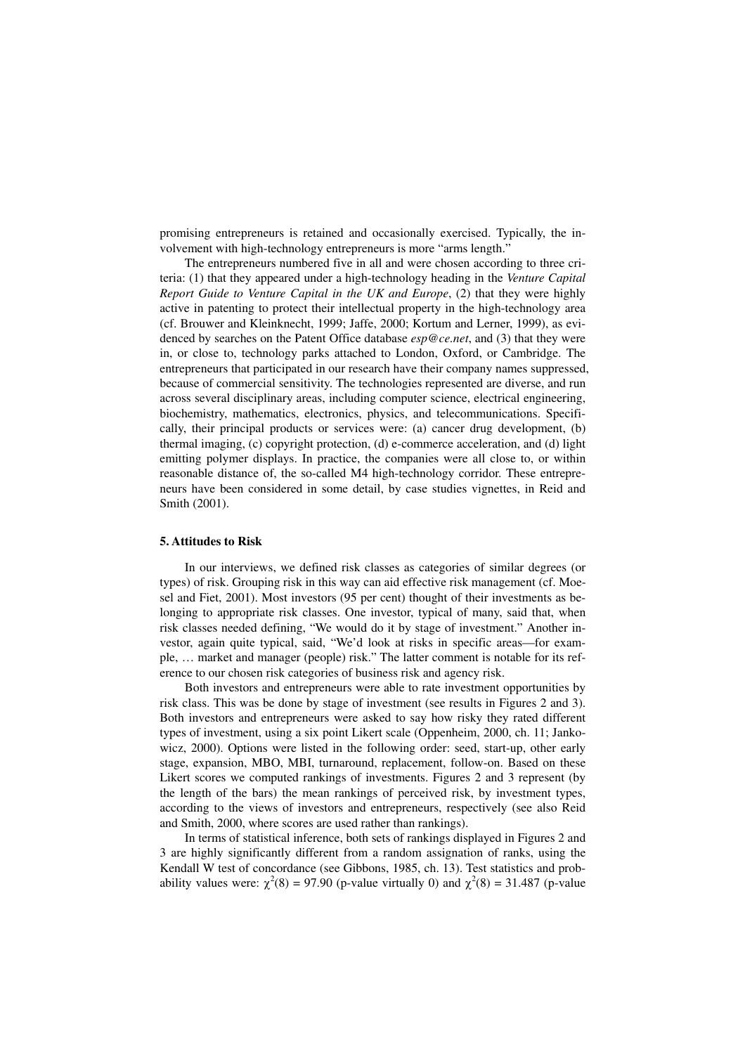promising entrepreneurs is retained and occasionally exercised. Typically, the involvement with high-technology entrepreneurs is more "arms length."

The entrepreneurs numbered five in all and were chosen according to three criteria: (1) that they appeared under a high-technology heading in the *Venture Capital Report Guide to Venture Capital in the UK and Europe*, (2) that they were highly active in patenting to protect their intellectual property in the high-technology area (cf. Brouwer and Kleinknecht, 1999; Jaffe, 2000; Kortum and Lerner, 1999), as evidenced by searches on the Patent Office database *esp@ce.net*, and (3) that they were in, or close to, technology parks attached to London, Oxford, or Cambridge. The entrepreneurs that participated in our research have their company names suppressed, because of commercial sensitivity. The technologies represented are diverse, and run across several disciplinary areas, including computer science, electrical engineering, biochemistry, mathematics, electronics, physics, and telecommunications. Specifically, their principal products or services were: (a) cancer drug development, (b) thermal imaging, (c) copyright protection, (d) e-commerce acceleration, and (d) light emitting polymer displays. In practice, the companies were all close to, or within reasonable distance of, the so-called M4 high-technology corridor. These entrepreneurs have been considered in some detail, by case studies vignettes, in Reid and Smith (2001).

**5. Attitudes to Risk**

In our interviews, we defined risk classes as categories of similar degrees (or types) of risk. Grouping risk in this way can aid effective risk management (cf. Moesel and Fiet, 2001). Most investors (95 per cent) thought of their investments as belonging to appropriate risk classes. One investor, typical of many, said that, when risk classes needed defining, "We would do it by stage of investment." Another investor, again quite typical, said, "We'd look at risks in specific areas—for example, … market and manager (people) risk." The latter comment is notable for its reference to our chosen risk categories of business risk and agency risk.

Both investors and entrepreneurs were able to rate investment opportunities by risk class. This was be done by stage of investment (see results in Figures 2 and 3). Both investors and entrepreneurs were asked to say how risky they rated different types of investment, using a six point Likert scale (Oppenheim, 2000, ch. 11; Jankowicz, 2000). Options were listed in the following order: seed, start-up, other early stage, expansion, MBO, MBI, turnaround, replacement, follow-on. Based on these Likert scores we computed rankings of investments. Figures 2 and 3 represent (by the length of the bars) the mean rankings of perceived risk, by investment types, according to the views of investors and entrepreneurs, respectively (see also Reid and Smith, 2000, where scores are used rather than rankings).

In terms of statistical inference, both sets of rankings displayed in Figures 2 and 3 are highly significantly different from a random assignation of ranks, using the Kendall W test of concordance (see Gibbons, 1985, ch. 13). Test statistics and probability values were: $\chi^2(8) = 97.90$ (p-value virtually 0) and $\chi^2(8) = 31.487$ (p-value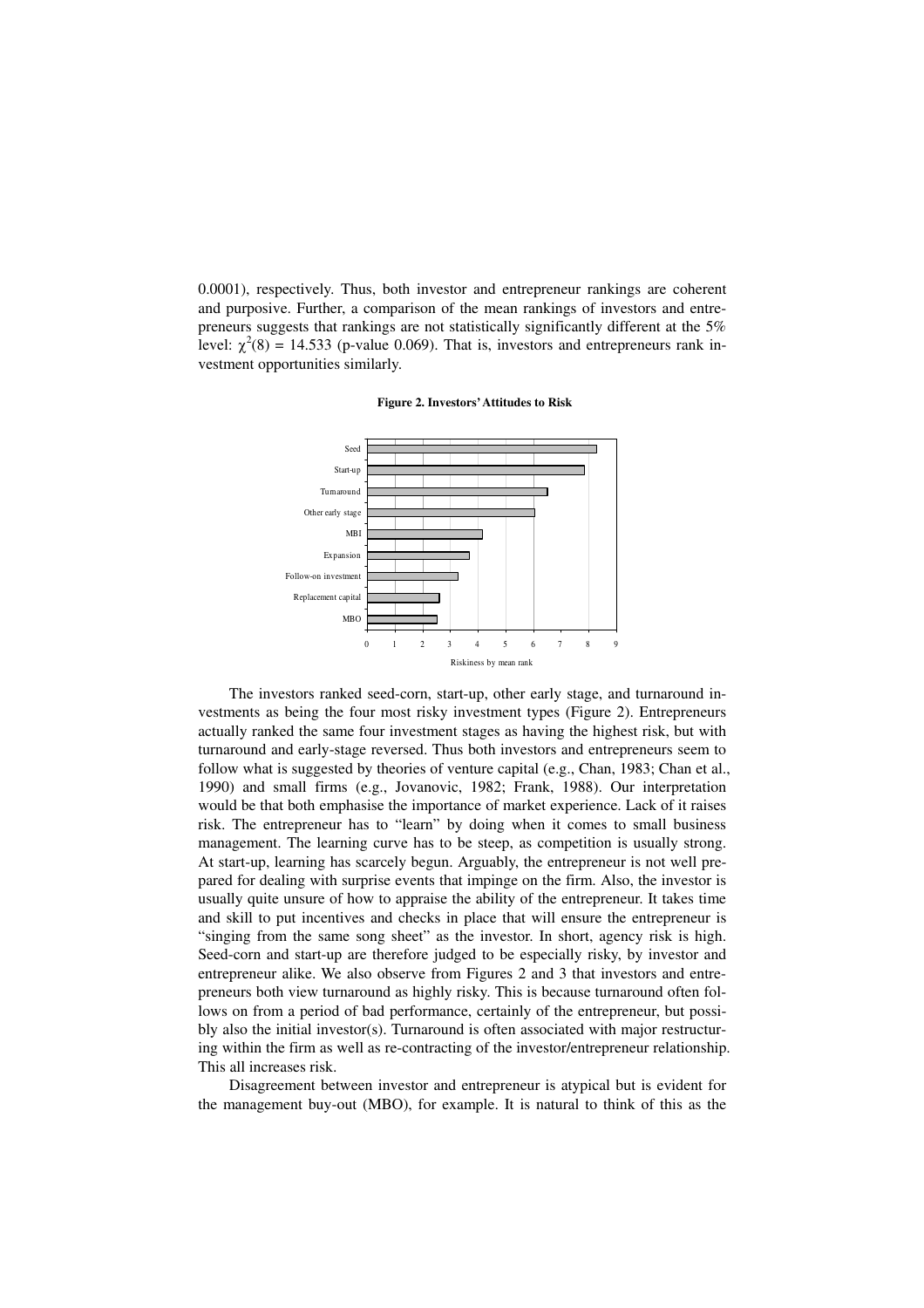0.0001), respectively. Thus, both investor and entrepreneur rankings are coherent and purposive. Further, a comparison of the mean rankings of investors and entrepreneurs suggests that rankings are not statistically significantly different at the 5% level: $\chi^2(8) = 14.533$ (p-value 0.069). That is, investors and entrepreneurs rank investment opportunities similarly.

**Figure 2. Investors' Attitudes to Risk**

The investors ranked seed-corn, start-up, other early stage, and turnaround investments as being the four most risky investment types (Figure 2). Entrepreneurs actually ranked the same four investment stages as having the highest risk, but with turnaround and early-stage reversed. Thus both investors and entrepreneurs seem to follow what is suggested by theories of venture capital (e.g., Chan, 1983; Chan et al., 1990) and small firms (e.g., Jovanovic, 1982; Frank, 1988). Our interpretation would be that both emphasise the importance of market experience. Lack of it raises risk. The entrepreneur has to "learn" by doing when it comes to small business management. The learning curve has to be steep, as competition is usually strong. At start-up, learning has scarcely begun. Arguably, the entrepreneur is not well prepared for dealing with surprise events that impinge on the firm. Also, the investor is usually quite unsure of how to appraise the ability of the entrepreneur. It takes time and skill to put incentives and checks in place that will ensure the entrepreneur is "singing from the same song sheet" as the investor. In short, agency risk is high. Seed-corn and start-up are therefore judged to be especially risky, by investor and entrepreneur alike. We also observe from Figures 2 and 3 that investors and entrepreneurs both view turnaround as highly risky. This is because turnaround often follows on from a period of bad performance, certainly of the entrepreneur, but possibly also the initial investor(s). Turnaround is often associated with major restructuring within the firm as well as re-contracting of the investor/entrepreneur relationship. This all increases risk.

Disagreement between investor and entrepreneur is atypical but is evident for the management buy-out (MBO), for example. It is natural to think of this as the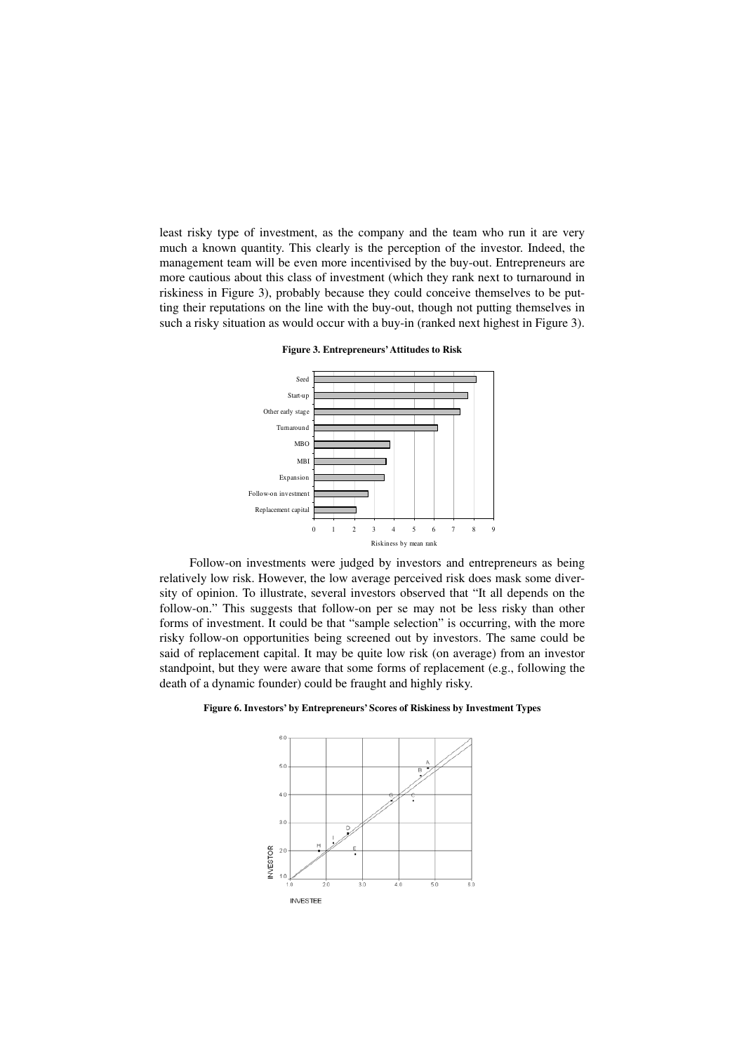least risky type of investment, as the company and the team who run it are very much a known quantity. This clearly is the perception of the investor. Indeed, the management team will be even more incentivised by the buy-out. Entrepreneurs are more cautious about this class of investment (which they rank next to turnaround in riskiness in Figure 3), probably because they could conceive themselves to be putting their reputations on the line with the buy-out, though not putting themselves in such a risky situation as would occur with a buy-in (ranked next highest in Figure 3).

**Figure 3. Entrepreneurs' Attitudes to Risk**

Follow-on investments were judged by investors and entrepreneurs as being relatively low risk. However, the low average perceived risk does mask some diversity of opinion. To illustrate, several investors observed that "It all depends on the follow-on." This suggests that follow-on per se may not be less risky than other forms of investment. It could be that "sample selection" is occurring, with the more risky follow-on opportunities being screened out by investors. The same could be said of replacement capital. It may be quite low risk (on average) from an investor standpoint, but they were aware that some forms of replacement (e.g., following the death of a dynamic founder) could be fraught and highly risky.

**Figure 6. Investors' by Entrepreneurs' Scores of Riskiness by Investment Types**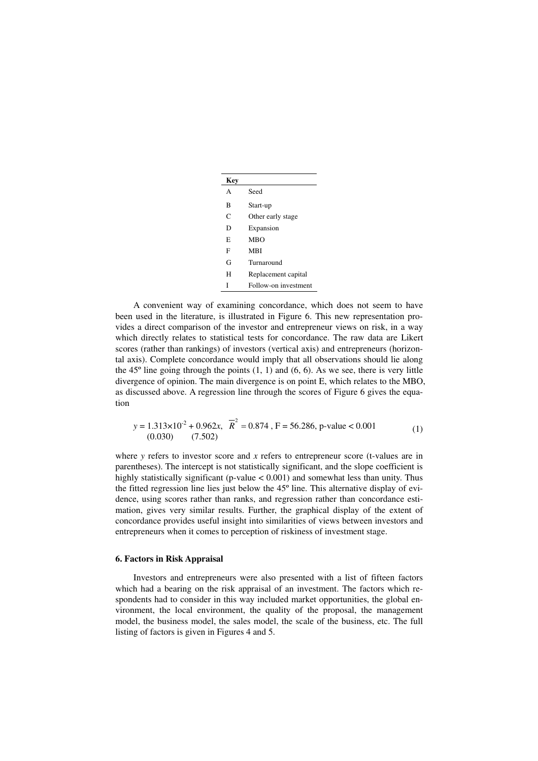| Key | |
|---|---|
| A | Seed |
| B | Start-up |
| C | Other early stage |
| D | Expansion |
| E | MBO |
| F | MBI |
| G | Turnaround |
| H | Replacement capital |
| I | Follow-on investment |

A convenient way of examining concordance, which does not seem to have been used in the literature, is illustrated in Figure 6. This new representation provides a direct comparison of the investor and entrepreneur views on risk, in a way which directly relates to statistical tests for concordance. The raw data are Likert scores (rather than rankings) of investors (vertical axis) and entrepreneurs (horizontal axis). Complete concordance would imply that all observations should lie along the 45º line going through the points (1, 1) and (6, 6). As we see, there is very little divergence of opinion. The main divergence is on point E, which relates to the MBO, as discussed above. A regression line through the scores of Figure 6 gives the equation

$$y = \underset{(0.030)}{1.313 \times 10^{-2}} + \underset{(7.502)}{0.962x}, \quad \overline{R}^2 = 0.874, \; F = 56.286, \; \text{p-value} < 0.001 \tag{1}$$

where $y$ refers to investor score and $x$ refers to entrepreneur score (t-values are in parentheses). The intercept is not statistically significant, and the slope coefficient is highly statistically significant (p-value < 0.001) and somewhat less than unity. Thus the fitted regression line lies just below the 45º line. This alternative display of evidence, using scores rather than ranks, and regression rather than concordance estimation, gives very similar results. Further, the graphical display of the extent of concordance provides useful insight into similarities of views between investors and entrepreneurs when it comes to perception of riskiness of investment stage.

### 6. Factors in Risk Appraisal

Investors and entrepreneurs were also presented with a list of fifteen factors which had a bearing on the risk appraisal of an investment. The factors which respondents had to consider in this way included market opportunities, the global environment, the local environment, the quality of the proposal, the management model, the business model, the sales model, the scale of the business, etc. The full listing of factors is given in Figures 4 and 5.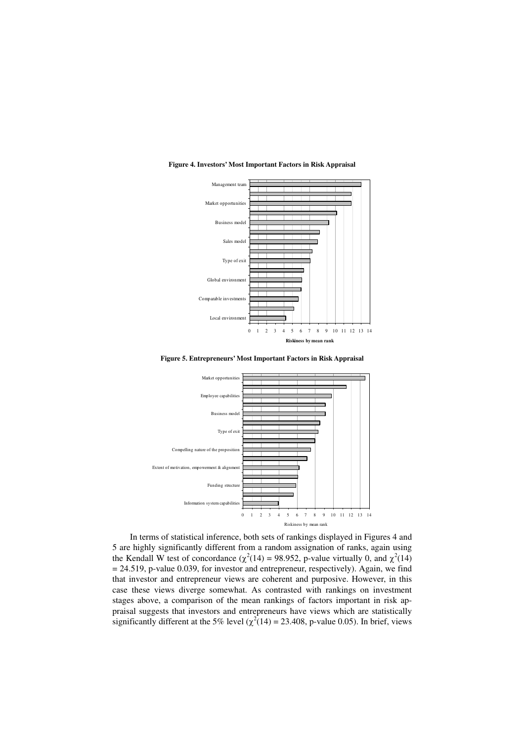**Figure 4. Investors' Most Important Factors in Risk Appraisal**

**Figure 5. Entrepreneurs' Most Important Factors in Risk Appraisal**

In terms of statistical inference, both sets of rankings displayed in Figures 4 and 5 are highly significantly different from a random assignation of ranks, again using the Kendall W test of concordance ($\chi^2(14)$ = 98.952, p-value virtually 0, and $\chi^2(14)$ = 24.519, p-value 0.039, for investor and entrepreneur, respectively). Again, we find that investor and entrepreneur views are coherent and purposive. However, in this case these views diverge somewhat. As contrasted with rankings on investment stages above, a comparison of the mean rankings of factors important in risk appraisal suggests that investors and entrepreneurs have views which are statistically significantly different at the 5% level ($\chi^2(14)$ = 23.408, p-value 0.05). In brief, views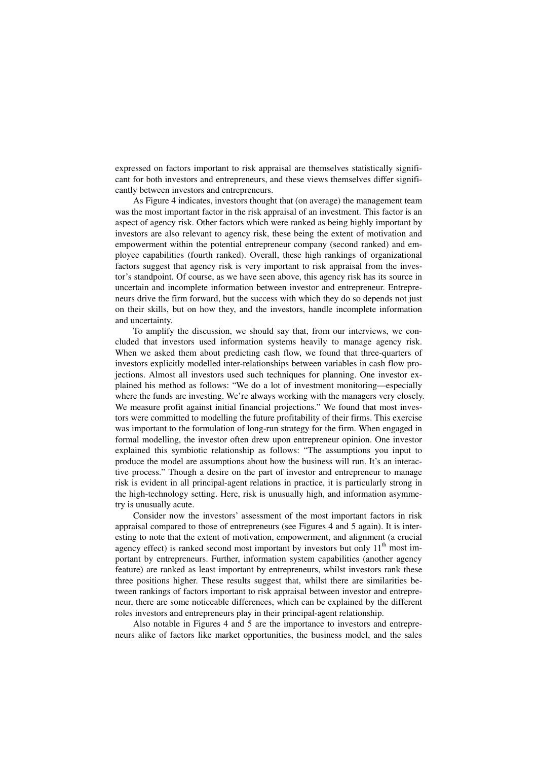expressed on factors important to risk appraisal are themselves statistically significant for both investors and entrepreneurs, and these views themselves differ significantly between investors and entrepreneurs.

As Figure 4 indicates, investors thought that (on average) the management team was the most important factor in the risk appraisal of an investment. This factor is an aspect of agency risk. Other factors which were ranked as being highly important by investors are also relevant to agency risk, these being the extent of motivation and empowerment within the potential entrepreneur company (second ranked) and employee capabilities (fourth ranked). Overall, these high rankings of organizational factors suggest that agency risk is very important to risk appraisal from the investor's standpoint. Of course, as we have seen above, this agency risk has its source in uncertain and incomplete information between investor and entrepreneur. Entrepreneurs drive the firm forward, but the success with which they do so depends not just on their skills, but on how they, and the investors, handle incomplete information and uncertainty.

To amplify the discussion, we should say that, from our interviews, we concluded that investors used information systems heavily to manage agency risk. When we asked them about predicting cash flow, we found that three-quarters of investors explicitly modelled inter-relationships between variables in cash flow projections. Almost all investors used such techniques for planning. One investor explained his method as follows: "We do a lot of investment monitoring—especially where the funds are investing. We're always working with the managers very closely. We measure profit against initial financial projections." We found that most investors were committed to modelling the future profitability of their firms. This exercise was important to the formulation of long-run strategy for the firm. When engaged in formal modelling, the investor often drew upon entrepreneur opinion. One investor explained this symbiotic relationship as follows: "The assumptions you input to produce the model are assumptions about how the business will run. It's an interactive process." Though a desire on the part of investor and entrepreneur to manage risk is evident in all principal-agent relations in practice, it is particularly strong in the high-technology setting. Here, risk is unusually high, and information asymmetry is unusually acute.

Consider now the investors' assessment of the most important factors in risk appraisal compared to those of entrepreneurs (see Figures 4 and 5 again). It is interesting to note that the extent of motivation, empowerment, and alignment (a crucial agency effect) is ranked second most important by investors but only 11th most important by entrepreneurs. Further, information system capabilities (another agency feature) are ranked as least important by entrepreneurs, whilst investors rank these three positions higher. These results suggest that, whilst there are similarities between rankings of factors important to risk appraisal between investor and entrepreneur, there are some noticeable differences, which can be explained by the different roles investors and entrepreneurs play in their principal-agent relationship.

Also notable in Figures 4 and 5 are the importance to investors and entrepreneurs alike of factors like market opportunities, the business model, and the sales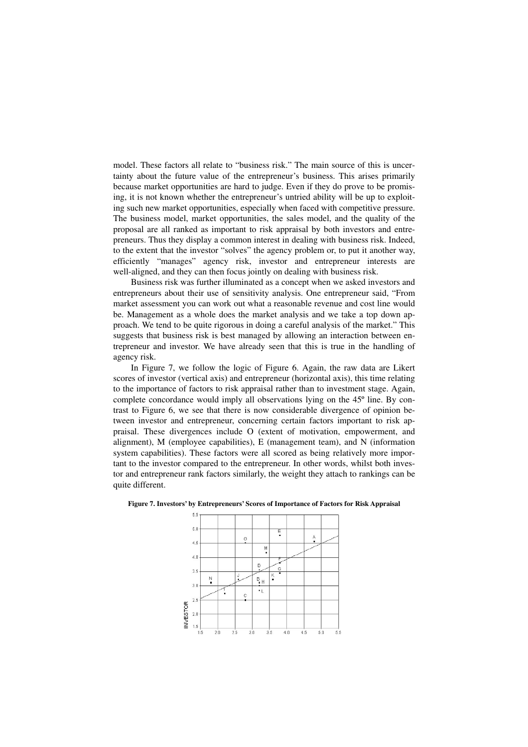model. These factors all relate to "business risk." The main source of this is uncertainty about the future value of the entrepreneur's business. This arises primarily because market opportunities are hard to judge. Even if they do prove to be promising, it is not known whether the entrepreneur's untried ability will be up to exploiting such new market opportunities, especially when faced with competitive pressure. The business model, market opportunities, the sales model, and the quality of the proposal are all ranked as important to risk appraisal by both investors and entrepreneurs. Thus they display a common interest in dealing with business risk. Indeed, to the extent that the investor "solves" the agency problem or, to put it another way, efficiently "manages" agency risk, investor and entrepreneur interests are well-aligned, and they can then focus jointly on dealing with business risk.

Business risk was further illuminated as a concept when we asked investors and entrepreneurs about their use of sensitivity analysis. One entrepreneur said, "From market assessment you can work out what a reasonable revenue and cost line would be. Management as a whole does the market analysis and we take a top down approach. We tend to be quite rigorous in doing a careful analysis of the market." This suggests that business risk is best managed by allowing an interaction between entrepreneur and investor. We have already seen that this is true in the handling of agency risk.

In Figure 7, we follow the logic of Figure 6. Again, the raw data are Likert scores of investor (vertical axis) and entrepreneur (horizontal axis), this time relating to the importance of factors to risk appraisal rather than to investment stage. Again, complete concordance would imply all observations lying on the 45º line. By contrast to Figure 6, we see that there is now considerable divergence of opinion between investor and entrepreneur, concerning certain factors important to risk appraisal. These divergences include O (extent of motivation, empowerment, and alignment), M (employee capabilities), E (management team), and N (information system capabilities). These factors were all scored as being relatively more important to the investor compared to the entrepreneur. In other words, whilst both investor and entrepreneur rank factors similarly, the weight they attach to rankings can be quite different.

**Figure 7. Investors' by Entrepreneurs' Scores of Importance of Factors for Risk Appraisal**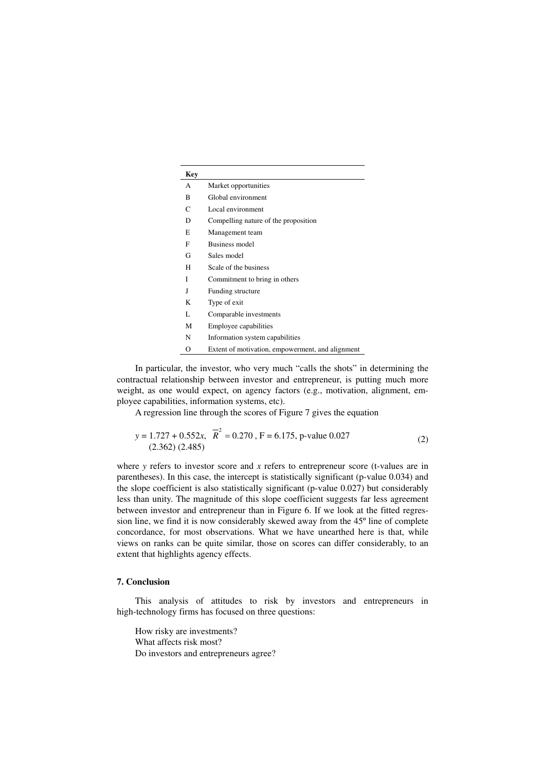| Key | |
|---|---|
| A | Market opportunities |
| B | Global environment |
| C | Local environment |
| D | Compelling nature of the proposition |
| E | Management team |
| F | Business model |
| G | Sales model |
| H | Scale of the business |
| I | Commitment to bring in others |
| J | Funding structure |
| K | Type of exit |
| L | Comparable investments |
| M | Employee capabilities |
| N | Information system capabilities |
| O | Extent of motivation, empowerment, and alignment |

In particular, the investor, who very much "calls the shots" in determining the contractual relationship between investor and entrepreneur, is putting much more weight, as one would expect, on agency factors (e.g., motivation, alignment, employee capabilities, information systems, etc).

A regression line through the scores of Figure 7 gives the equation

$$\underset{(2.362)}{y = 1.727} + \underset{(2.485)}{0.552x}, \quad \overline{R}^2 = 0.270, \; F = 6.175, \; \text{p-value } 0.027 \tag{2}$$

where $y$ refers to investor score and $x$ refers to entrepreneur score (t-values are in parentheses). In this case, the intercept is statistically significant (p-value 0.034) and the slope coefficient is also statistically significant (p-value 0.027) but considerably less than unity. The magnitude of this slope coefficient suggests far less agreement between investor and entrepreneur than in Figure 6. If we look at the fitted regression line, we find it is now considerably skewed away from the 45º line of complete concordance, for most observations. What we have unearthed here is that, while views on ranks can be quite similar, those on scores can differ considerably, to an extent that highlights agency effects.

## 7. Conclusion

This analysis of attitudes to risk by investors and entrepreneurs in high-technology firms has focused on three questions:

How risky are investments?
What affects risk most?
Do investors and entrepreneurs agree?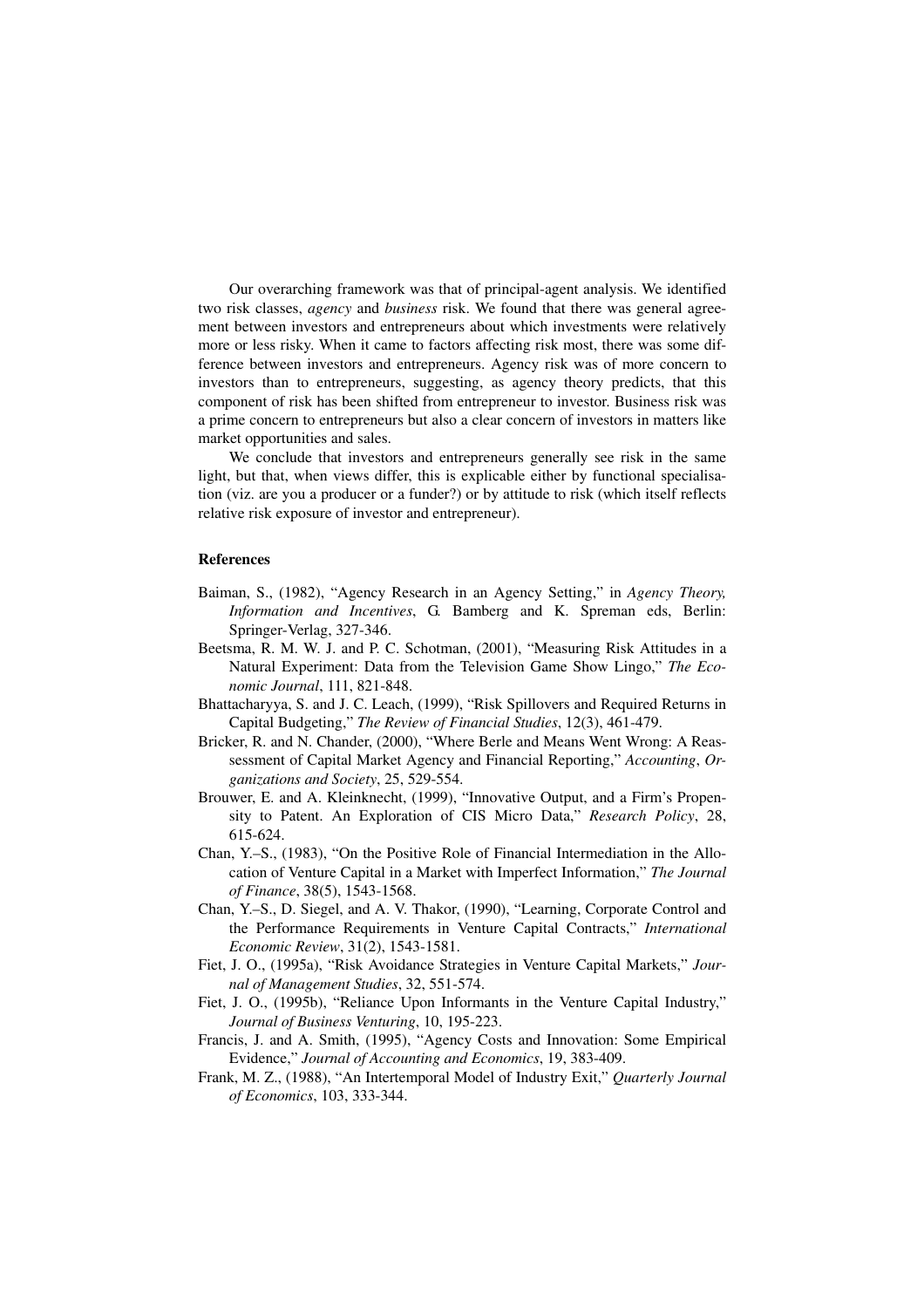Our overarching framework was that of principal-agent analysis. We identified two risk classes, *agency* and *business* risk. We found that there was general agreement between investors and entrepreneurs about which investments were relatively more or less risky. When it came to factors affecting risk most, there was some difference between investors and entrepreneurs. Agency risk was of more concern to investors than to entrepreneurs, suggesting, as agency theory predicts, that this component of risk has been shifted from entrepreneur to investor. Business risk was a prime concern to entrepreneurs but also a clear concern of investors in matters like market opportunities and sales.

We conclude that investors and entrepreneurs generally see risk in the same light, but that, when views differ, this is explicable either by functional specialisation (viz. are you a producer or a funder?) or by attitude to risk (which itself reflects relative risk exposure of investor and entrepreneur).

## References

Baiman, S., (1982), "Agency Research in an Agency Setting," in *Agency Theory, Information and Incentives*, G. Bamberg and K. Spreman eds, Berlin: Springer-Verlag, 327-346.

Beetsma, R. M. W. J. and P. C. Schotman, (2001), "Measuring Risk Attitudes in a Natural Experiment: Data from the Television Game Show Lingo," *The Economic Journal*, 111, 821-848.

Bhattacharyya, S. and J. C. Leach, (1999), "Risk Spillovers and Required Returns in Capital Budgeting," *The Review of Financial Studies*, 12(3), 461-479.

Bricker, R. and N. Chander, (2000), "Where Berle and Means Went Wrong: A Reassessment of Capital Market Agency and Financial Reporting," *Accounting*, *Organizations and Society*, 25, 529-554.

Brouwer, E. and A. Kleinknecht, (1999), "Innovative Output, and a Firm's Propensity to Patent. An Exploration of CIS Micro Data," *Research Policy*, 28, 615-624.

Chan, Y.–S., (1983), "On the Positive Role of Financial Intermediation in the Allocation of Venture Capital in a Market with Imperfect Information," *The Journal of Finance*, 38(5), 1543-1568.

Chan, Y.–S., D. Siegel, and A. V. Thakor, (1990), "Learning, Corporate Control and the Performance Requirements in Venture Capital Contracts," *International Economic Review*, 31(2), 1543-1581.

Fiet, J. O., (1995a), "Risk Avoidance Strategies in Venture Capital Markets," *Journal of Management Studies*, 32, 551-574.

Fiet, J. O., (1995b), "Reliance Upon Informants in the Venture Capital Industry," *Journal of Business Venturing*, 10, 195-223.

Francis, J. and A. Smith, (1995), "Agency Costs and Innovation: Some Empirical Evidence," *Journal of Accounting and Economics*, 19, 383-409.

Frank, M. Z., (1988), "An Intertemporal Model of Industry Exit," *Quarterly Journal of Economics*, 103, 333-344.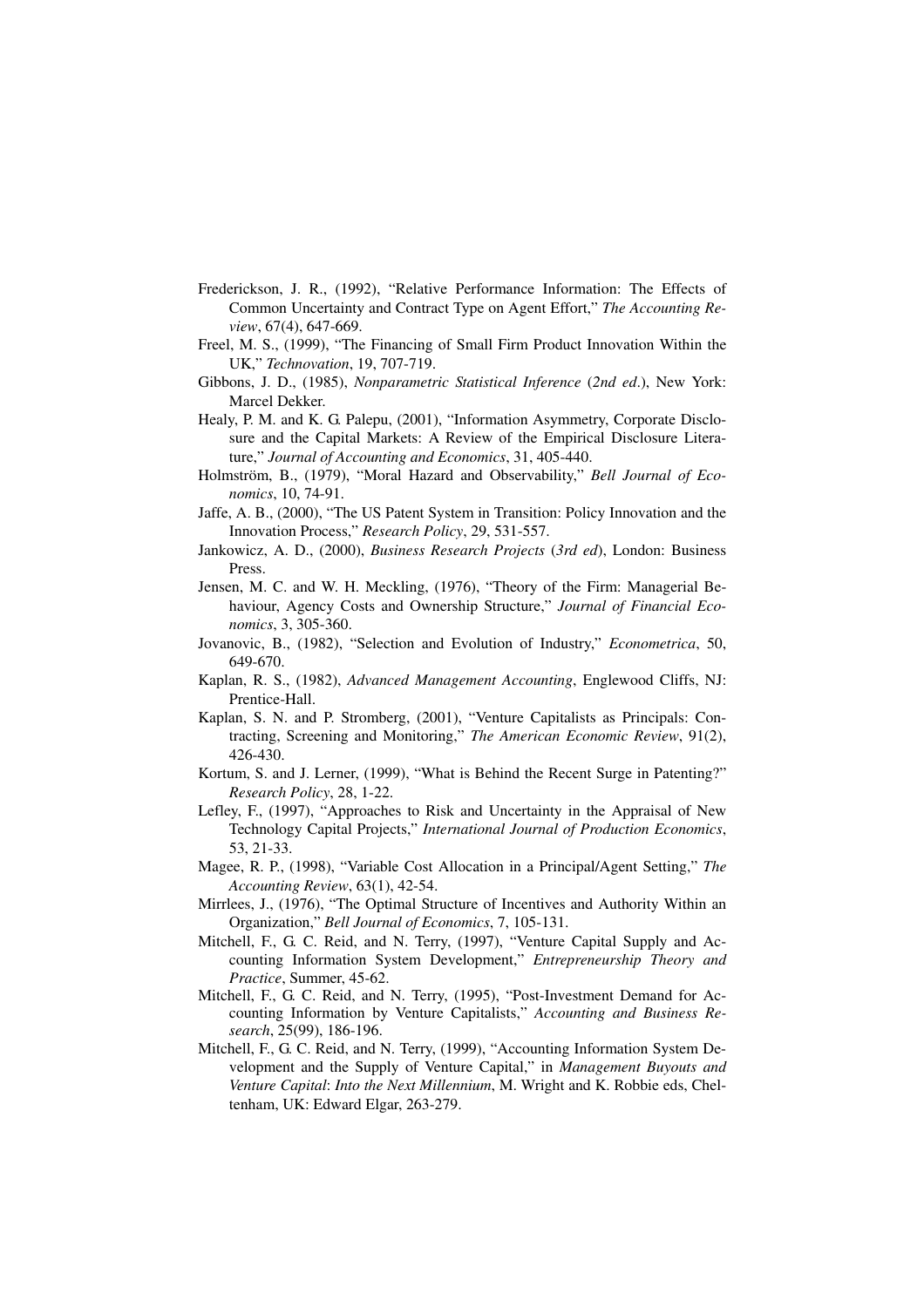Frederickson, J. R., (1992), "Relative Performance Information: The Effects of Common Uncertainty and Contract Type on Agent Effort," *The Accounting Review*, 67(4), 647-669.

Freel, M. S., (1999), "The Financing of Small Firm Product Innovation Within the UK," *Technovation*, 19, 707-719.

Gibbons, J. D., (1985), *Nonparametric Statistical Inference* (*2nd ed*.), New York: Marcel Dekker.

Healy, P. M. and K. G. Palepu, (2001), "Information Asymmetry, Corporate Disclosure and the Capital Markets: A Review of the Empirical Disclosure Literature," *Journal of Accounting and Economics*, 31, 405-440.

Holmström, B., (1979), "Moral Hazard and Observability," *Bell Journal of Economics*, 10, 74-91.

Jaffe, A. B., (2000), "The US Patent System in Transition: Policy Innovation and the Innovation Process," *Research Policy*, 29, 531-557.

Jankowicz, A. D., (2000), *Business Research Projects* (*3rd ed*), London: Business Press.

Jensen, M. C. and W. H. Meckling, (1976), "Theory of the Firm: Managerial Behaviour, Agency Costs and Ownership Structure," *Journal of Financial Economics*, 3, 305-360.

Jovanovic, B., (1982), "Selection and Evolution of Industry," *Econometrica*, 50, 649-670.

Kaplan, R. S., (1982), *Advanced Management Accounting*, Englewood Cliffs, NJ: Prentice-Hall.

Kaplan, S. N. and P. Stromberg, (2001), "Venture Capitalists as Principals: Contracting, Screening and Monitoring," *The American Economic Review*, 91(2), 426-430.

Kortum, S. and J. Lerner, (1999), "What is Behind the Recent Surge in Patenting?" *Research Policy*, 28, 1-22.

Lefley, F., (1997), "Approaches to Risk and Uncertainty in the Appraisal of New Technology Capital Projects," *International Journal of Production Economics*, 53, 21-33.

Magee, R. P., (1998), "Variable Cost Allocation in a Principal/Agent Setting," *The Accounting Review*, 63(1), 42-54.

Mirrlees, J., (1976), "The Optimal Structure of Incentives and Authority Within an Organization," *Bell Journal of Economics*, 7, 105-131.

Mitchell, F., G. C. Reid, and N. Terry, (1997), "Venture Capital Supply and Accounting Information System Development," *Entrepreneurship Theory and Practice*, Summer, 45-62.

Mitchell, F., G. C. Reid, and N. Terry, (1995), "Post-Investment Demand for Accounting Information by Venture Capitalists," *Accounting and Business Research*, 25(99), 186-196.

Mitchell, F., G. C. Reid, and N. Terry, (1999), "Accounting Information System Development and the Supply of Venture Capital," in *Management Buyouts and Venture Capital*: *Into the Next Millennium*, M. Wright and K. Robbie eds, Cheltenham, UK: Edward Elgar, 263-279.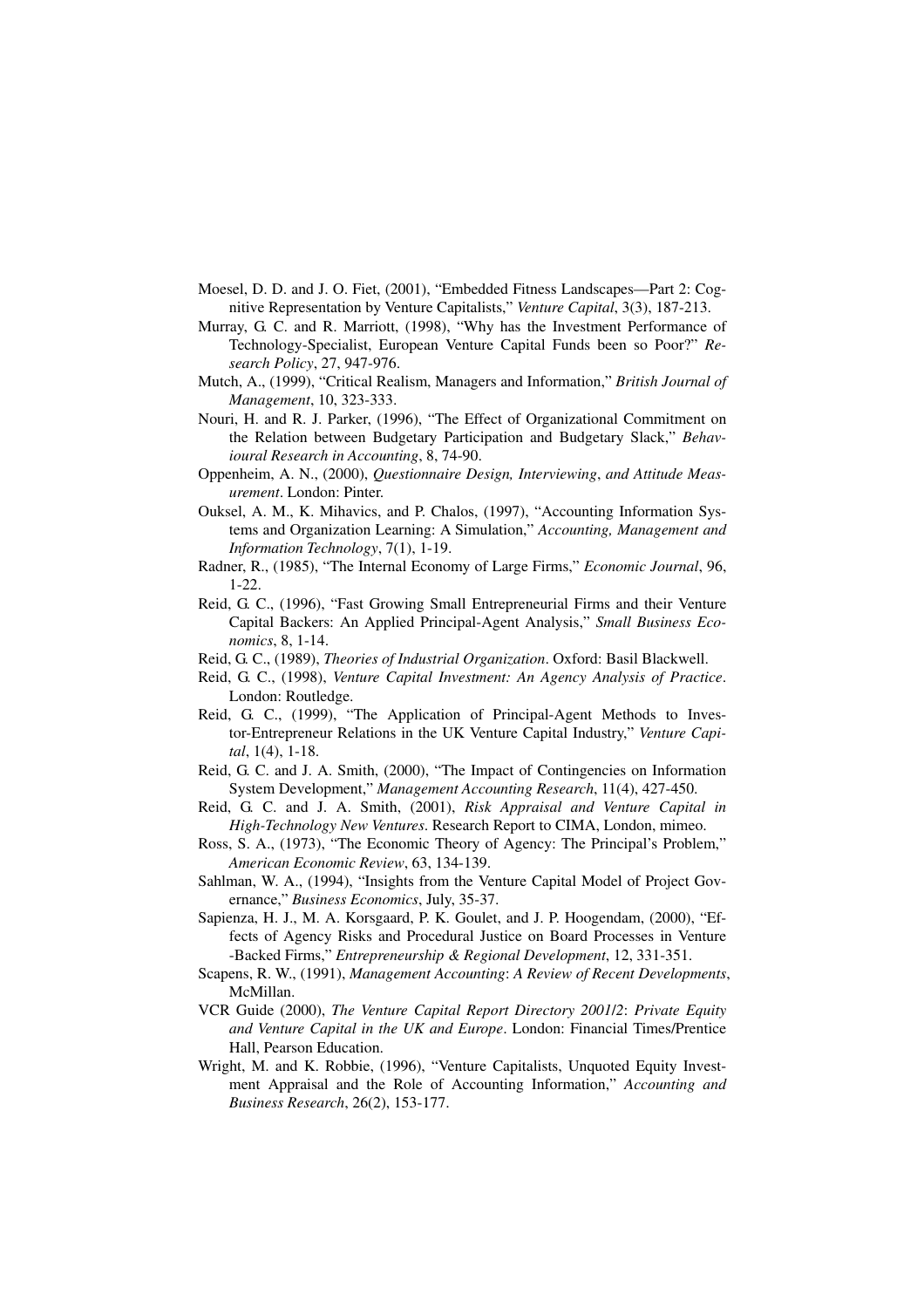Moesel, D. D. and J. O. Fiet, (2001), "Embedded Fitness Landscapes—Part 2: Cognitive Representation by Venture Capitalists," *Venture Capital*, 3(3), 187-213.

Murray, G. C. and R. Marriott, (1998), "Why has the Investment Performance of Technology-Specialist, European Venture Capital Funds been so Poor?" *Research Policy*, 27, 947-976.

Mutch, A., (1999), "Critical Realism, Managers and Information," *British Journal of Management*, 10, 323-333.

Nouri, H. and R. J. Parker, (1996), "The Effect of Organizational Commitment on the Relation between Budgetary Participation and Budgetary Slack," *Behavioural Research in Accounting*, 8, 74-90.

Oppenheim, A. N., (2000), *Questionnaire Design, Interviewing, and Attitude Measurement*. London: Pinter.

Ouksel, A. M., K. Mihavics, and P. Chalos, (1997), "Accounting Information Systems and Organization Learning: A Simulation," *Accounting, Management and Information Technology*, 7(1), 1-19.

Radner, R., (1985), "The Internal Economy of Large Firms," *Economic Journal*, 96, 1-22.

Reid, G. C., (1996), "Fast Growing Small Entrepreneurial Firms and their Venture Capital Backers: An Applied Principal-Agent Analysis," *Small Business Economics*, 8, 1-14.

Reid, G. C., (1989), *Theories of Industrial Organization*. Oxford: Basil Blackwell.

Reid, G. C., (1998), *Venture Capital Investment: An Agency Analysis of Practice*. London: Routledge.

Reid, G. C., (1999), "The Application of Principal-Agent Methods to Investor-Entrepreneur Relations in the UK Venture Capital Industry," *Venture Capital*, 1(4), 1-18.

Reid, G. C. and J. A. Smith, (2000), "The Impact of Contingencies on Information System Development," *Management Accounting Research*, 11(4), 427-450.

Reid, G. C. and J. A. Smith, (2001), *Risk Appraisal and Venture Capital in High-Technology New Ventures*. Research Report to CIMA, London, mimeo.

Ross, S. A., (1973), "The Economic Theory of Agency: The Principal's Problem," *American Economic Review*, 63, 134-139.

Sahlman, W. A., (1994), "Insights from the Venture Capital Model of Project Governance," *Business Economics*, July, 35-37.

Sapienza, H. J., M. A. Korsgaard, P. K. Goulet, and J. P. Hoogendam, (2000), "Effects of Agency Risks and Procedural Justice on Board Processes in Venture -Backed Firms," *Entrepreneurship & Regional Development*, 12, 331-351.

Scapens, R. W., (1991), *Management Accounting: A Review of Recent Developments*, McMillan.

VCR Guide (2000), *The Venture Capital Report Directory 2001/2: Private Equity and Venture Capital in the UK and Europe*. London: Financial Times/Prentice Hall, Pearson Education.

Wright, M. and K. Robbie, (1996), "Venture Capitalists, Unquoted Equity Investment Appraisal and the Role of Accounting Information," *Accounting and Business Research*, 26(2), 153-177.